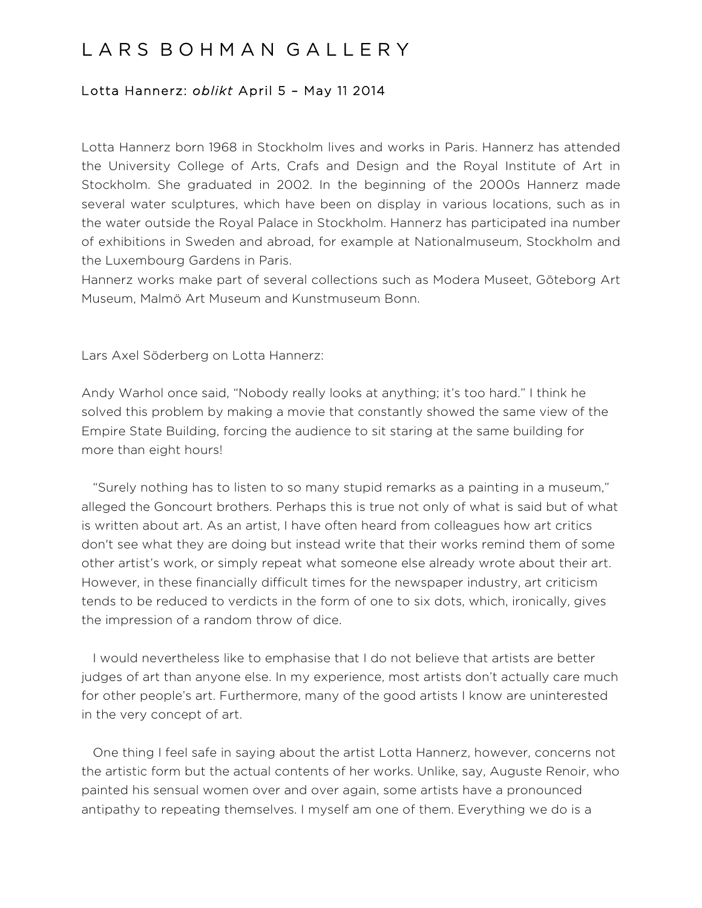# L A R S B O H M A N G A L L E R Y

## Lotta Hannerz: *oblikt* April 5 – May 11 2014

Lotta Hannerz born 1968 in Stockholm lives and works in Paris. Hannerz has attended the University College of Arts, Crafs and Design and the Royal Institute of Art in Stockholm. She graduated in 2002. In the beginning of the 2000s Hannerz made several water sculptures, which have been on display in various locations, such as in the water outside the Royal Palace in Stockholm. Hannerz has participated ina number of exhibitions in Sweden and abroad, for example at Nationalmuseum, Stockholm and the Luxembourg Gardens in Paris.
Hannerz works make part of several collections such as Modera Museet, Göteborg Art Museum, Malmö Art Museum and Kunstmuseum Bonn.

Lars Axel Söderberg on Lotta Hannerz:

Andy Warhol once said, "Nobody really looks at anything; it's too hard." I think he solved this problem by making a movie that constantly showed the same view of the Empire State Building, forcing the audience to sit staring at the same building for more than eight hours!

"Surely nothing has to listen to so many stupid remarks as a painting in a museum," alleged the Goncourt brothers. Perhaps this is true not only of what is said but of what is written about art. As an artist, I have often heard from colleagues how art critics don't see what they are doing but instead write that their works remind them of some other artist's work, or simply repeat what someone else already wrote about their art. However, in these financially difficult times for the newspaper industry, art criticism tends to be reduced to verdicts in the form of one to six dots, which, ironically, gives the impression of a random throw of dice.

I would nevertheless like to emphasise that I do not believe that artists are better judges of art than anyone else. In my experience, most artists don't actually care much for other people's art. Furthermore, many of the good artists I know are uninterested in the very concept of art.

One thing I feel safe in saying about the artist Lotta Hannerz, however, concerns not the artistic form but the actual contents of her works. Unlike, say, Auguste Renoir, who painted his sensual women over and over again, some artists have a pronounced antipathy to repeating themselves. I myself am one of them. Everything we do is a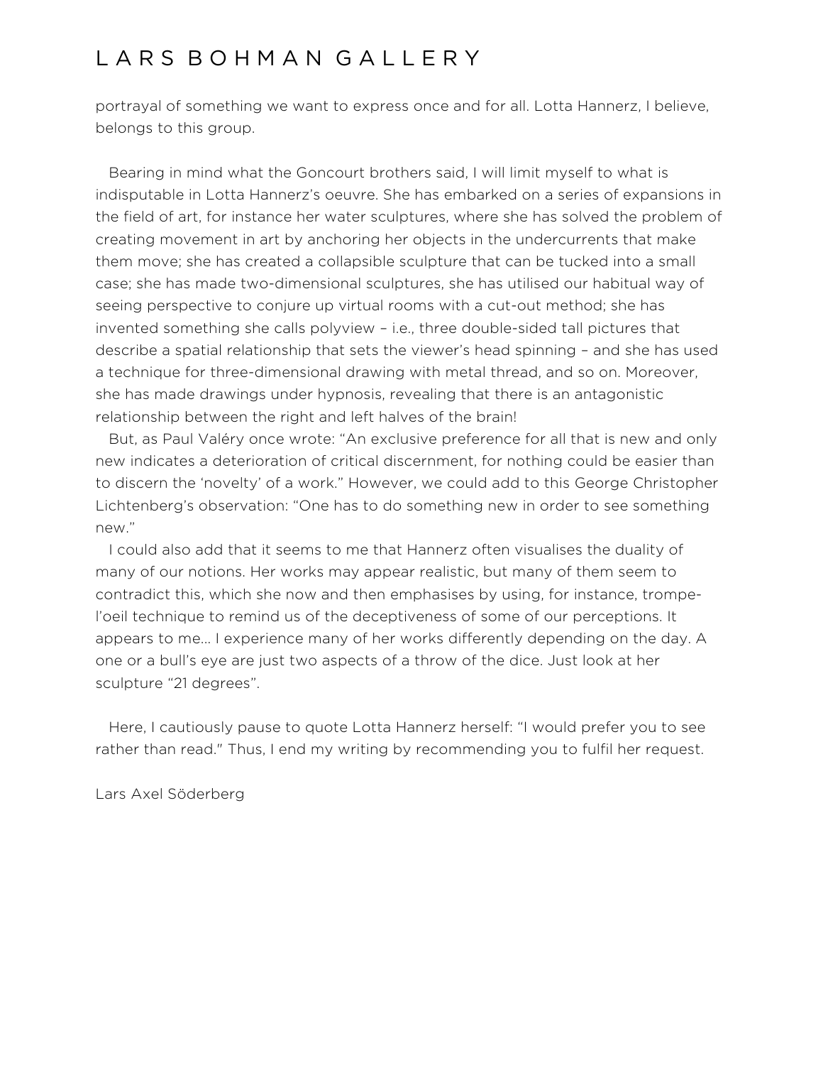portrayal of something we want to express once and for all. Lotta Hannerz, I believe, belongs to this group.

Bearing in mind what the Goncourt brothers said, I will limit myself to what is indisputable in Lotta Hannerz's oeuvre. She has embarked on a series of expansions in the field of art, for instance her water sculptures, where she has solved the problem of creating movement in art by anchoring her objects in the undercurrents that make them move; she has created a collapsible sculpture that can be tucked into a small case; she has made two-dimensional sculptures, she has utilised our habitual way of seeing perspective to conjure up virtual rooms with a cut-out method; she has invented something she calls polyview – i.e., three double-sided tall pictures that describe a spatial relationship that sets the viewer's head spinning – and she has used a technique for three-dimensional drawing with metal thread, and so on. Moreover, she has made drawings under hypnosis, revealing that there is an antagonistic relationship between the right and left halves of the brain!

But, as Paul Valéry once wrote: "An exclusive preference for all that is new and only new indicates a deterioration of critical discernment, for nothing could be easier than to discern the 'novelty' of a work." However, we could add to this George Christopher Lichtenberg's observation: "One has to do something new in order to see something new."

I could also add that it seems to me that Hannerz often visualises the duality of many of our notions. Her works may appear realistic, but many of them seem to contradict this, which she now and then emphasises by using, for instance, trompe-l'oeil technique to remind us of the deceptiveness of some of our perceptions. It appears to me… I experience many of her works differently depending on the day. A one or a bull's eye are just two aspects of a throw of the dice. Just look at her sculpture "21 degrees".

Here, I cautiously pause to quote Lotta Hannerz herself: "I would prefer you to see rather than read." Thus, I end my writing by recommending you to fulfil her request.

Lars Axel Söderberg